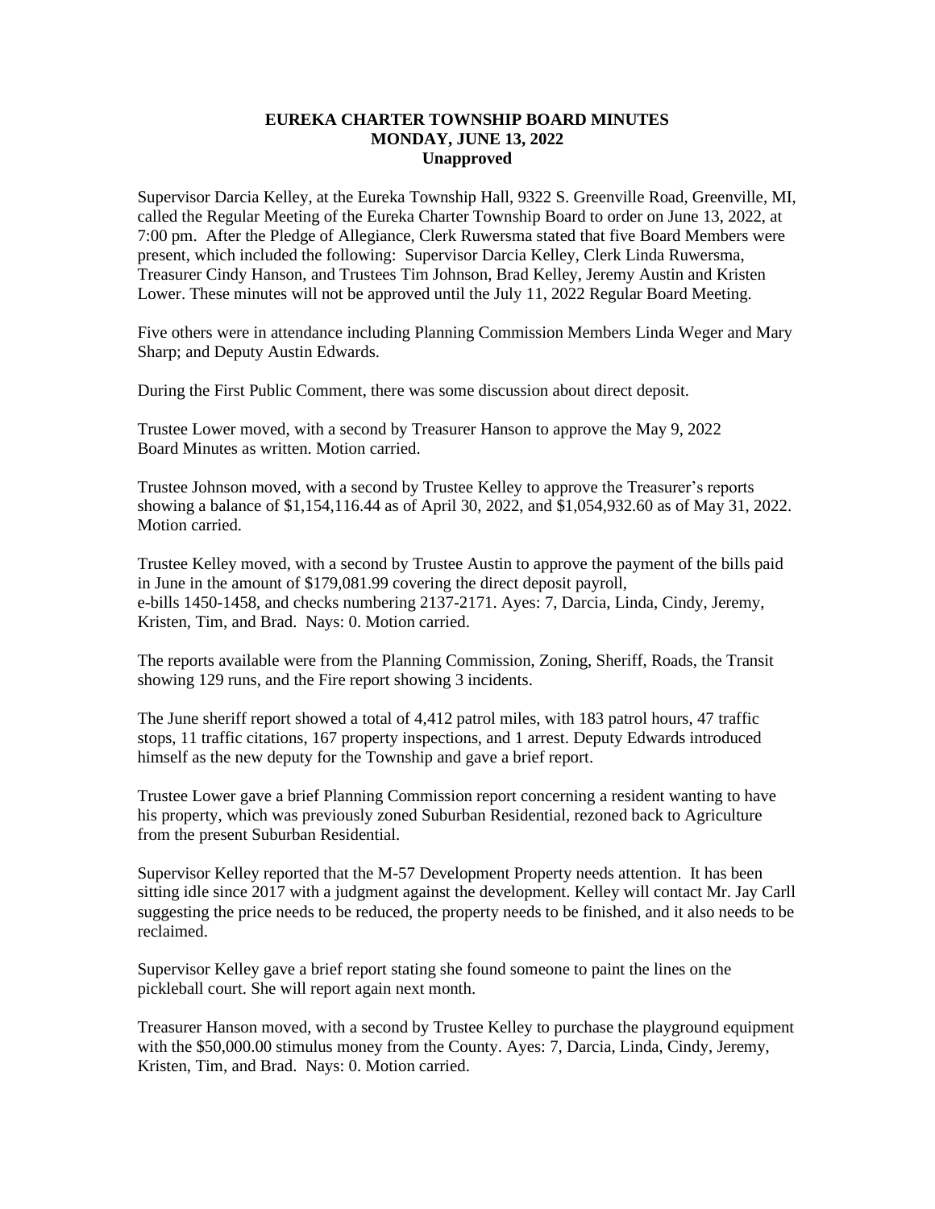**EUREKA CHARTER TOWNSHIP BOARD MINUTES**
**MONDAY, JUNE 13, 2022**
**Unapproved**

Supervisor Darcia Kelley, at the Eureka Township Hall, 9322 S. Greenville Road, Greenville, MI, called the Regular Meeting of the Eureka Charter Township Board to order on June 13, 2022, at 7:00 pm. After the Pledge of Allegiance, Clerk Ruwersma stated that five Board Members were present, which included the following: Supervisor Darcia Kelley, Clerk Linda Ruwersma, Treasurer Cindy Hanson, and Trustees Tim Johnson, Brad Kelley, Jeremy Austin and Kristen Lower. These minutes will not be approved until the July 11, 2022 Regular Board Meeting.

Five others were in attendance including Planning Commission Members Linda Weger and Mary Sharp; and Deputy Austin Edwards.

During the First Public Comment, there was some discussion about direct deposit.

Trustee Lower moved, with a second by Treasurer Hanson to approve the May 9, 2022 Board Minutes as written. Motion carried.

Trustee Johnson moved, with a second by Trustee Kelley to approve the Treasurer's reports showing a balance of $1,154,116.44 as of April 30, 2022, and $1,054,932.60 as of May 31, 2022. Motion carried.

Trustee Kelley moved, with a second by Trustee Austin to approve the payment of the bills paid in June in the amount of $179,081.99 covering the direct deposit payroll, e-bills 1450-1458, and checks numbering 2137-2171. Ayes: 7, Darcia, Linda, Cindy, Jeremy, Kristen, Tim, and Brad. Nays: 0. Motion carried.

The reports available were from the Planning Commission, Zoning, Sheriff, Roads, the Transit showing 129 runs, and the Fire report showing 3 incidents.

The June sheriff report showed a total of 4,412 patrol miles, with 183 patrol hours, 47 traffic stops, 11 traffic citations, 167 property inspections, and 1 arrest. Deputy Edwards introduced himself as the new deputy for the Township and gave a brief report.

Trustee Lower gave a brief Planning Commission report concerning a resident wanting to have his property, which was previously zoned Suburban Residential, rezoned back to Agriculture from the present Suburban Residential.

Supervisor Kelley reported that the M-57 Development Property needs attention. It has been sitting idle since 2017 with a judgment against the development. Kelley will contact Mr. Jay Carll suggesting the price needs to be reduced, the property needs to be finished, and it also needs to be reclaimed.

Supervisor Kelley gave a brief report stating she found someone to paint the lines on the pickleball court. She will report again next month.

Treasurer Hanson moved, with a second by Trustee Kelley to purchase the playground equipment with the $50,000.00 stimulus money from the County. Ayes: 7, Darcia, Linda, Cindy, Jeremy, Kristen, Tim, and Brad. Nays: 0. Motion carried.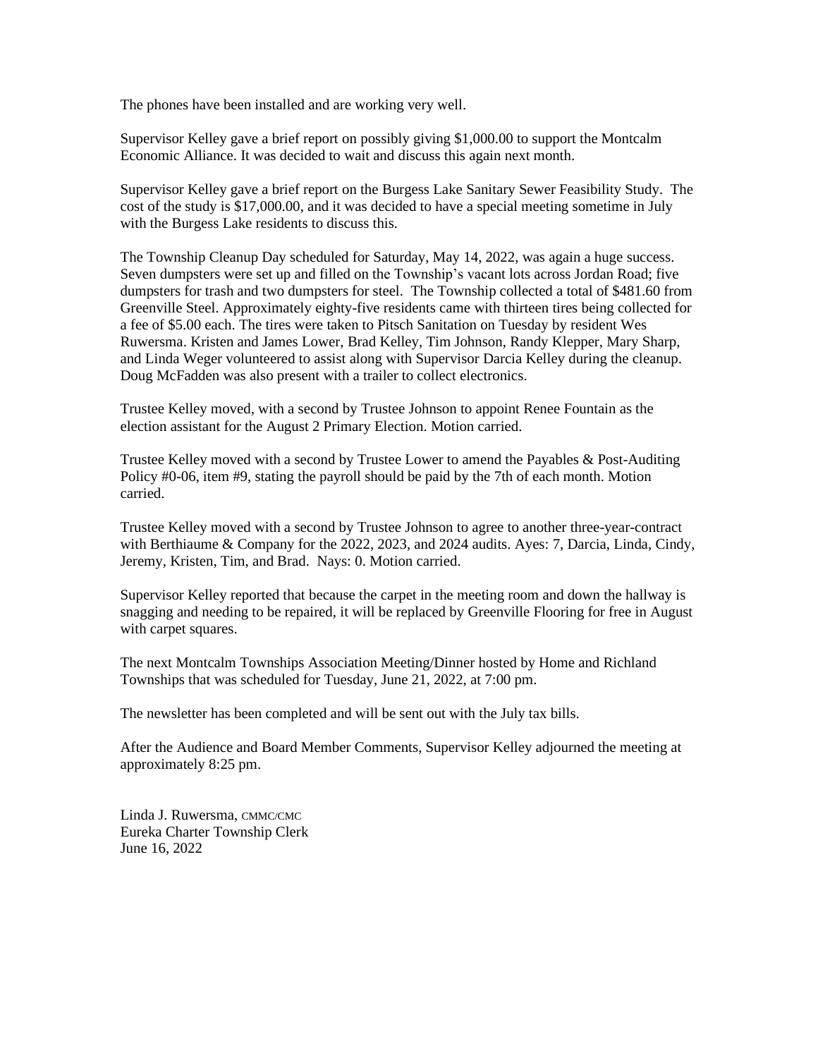The phones have been installed and are working very well.

Supervisor Kelley gave a brief report on possibly giving $1,000.00 to support the Montcalm Economic Alliance. It was decided to wait and discuss this again next month.

Supervisor Kelley gave a brief report on the Burgess Lake Sanitary Sewer Feasibility Study. The cost of the study is $17,000.00, and it was decided to have a special meeting sometime in July with the Burgess Lake residents to discuss this.

The Township Cleanup Day scheduled for Saturday, May 14, 2022, was again a huge success. Seven dumpsters were set up and filled on the Township's vacant lots across Jordan Road; five dumpsters for trash and two dumpsters for steel. The Township collected a total of $481.60 from Greenville Steel. Approximately eighty-five residents came with thirteen tires being collected for a fee of $5.00 each. The tires were taken to Pitsch Sanitation on Tuesday by resident Wes Ruwersma. Kristen and James Lower, Brad Kelley, Tim Johnson, Randy Klepper, Mary Sharp, and Linda Weger volunteered to assist along with Supervisor Darcia Kelley during the cleanup. Doug McFadden was also present with a trailer to collect electronics.

Trustee Kelley moved, with a second by Trustee Johnson to appoint Renee Fountain as the election assistant for the August 2 Primary Election. Motion carried.

Trustee Kelley moved with a second by Trustee Lower to amend the Payables & Post-Auditing Policy #0-06, item #9, stating the payroll should be paid by the 7th of each month. Motion carried.

Trustee Kelley moved with a second by Trustee Johnson to agree to another three-year-contract with Berthiaume & Company for the 2022, 2023, and 2024 audits. Ayes: 7, Darcia, Linda, Cindy, Jeremy, Kristen, Tim, and Brad. Nays: 0. Motion carried.

Supervisor Kelley reported that because the carpet in the meeting room and down the hallway is snagging and needing to be repaired, it will be replaced by Greenville Flooring for free in August with carpet squares.

The next Montcalm Townships Association Meeting/Dinner hosted by Home and Richland Townships that was scheduled for Tuesday, June 21, 2022, at 7:00 pm.

The newsletter has been completed and will be sent out with the July tax bills.

After the Audience and Board Member Comments, Supervisor Kelley adjourned the meeting at approximately 8:25 pm.

Linda J. Ruwersma, CMMC/CMC
Eureka Charter Township Clerk
June 16, 2022